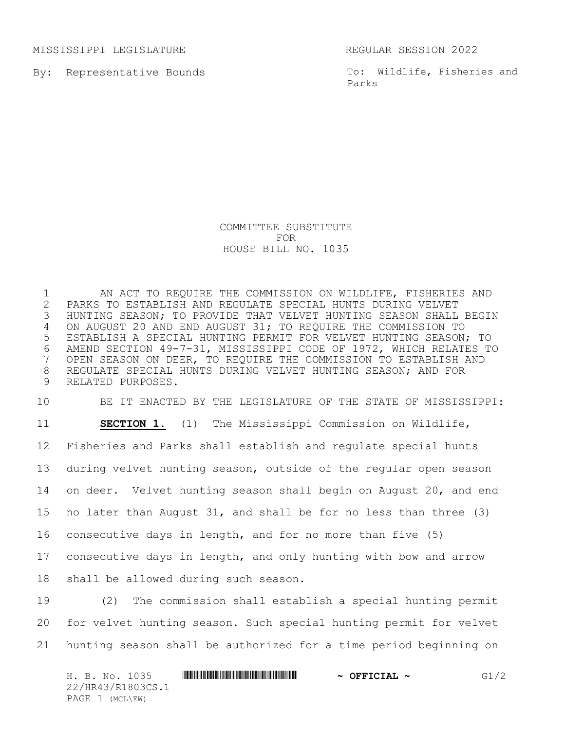MISSISSIPPI LEGISLATURE REGULAR SESSION 2022

By: Representative Bounds

To: Wildlife, Fisheries and Parks

COMMITTEE SUBSTITUTE
FOR
HOUSE BILL NO. 1035

AN ACT TO REQUIRE THE COMMISSION ON WILDLIFE, FISHERIES AND PARKS TO ESTABLISH AND REGULATE SPECIAL HUNTS DURING VELVET HUNTING SEASON; TO PROVIDE THAT VELVET HUNTING SEASON SHALL BEGIN ON AUGUST 20 AND END AUGUST 31; TO REQUIRE THE COMMISSION TO ESTABLISH A SPECIAL HUNTING PERMIT FOR VELVET HUNTING SEASON; TO AMEND SECTION 49-7-31, MISSISSIPPI CODE OF 1972, WHICH RELATES TO OPEN SEASON ON DEER, TO REQUIRE THE COMMISSION TO ESTABLISH AND REGULATE SPECIAL HUNTS DURING VELVET HUNTING SEASON; AND FOR RELATED PURPOSES.

BE IT ENACTED BY THE LEGISLATURE OF THE STATE OF MISSISSIPPI:

**SECTION 1.** (1) The Mississippi Commission on Wildlife, Fisheries and Parks shall establish and regulate special hunts during velvet hunting season, outside of the regular open season on deer. Velvet hunting season shall begin on August 20, and end no later than August 31, and shall be for no less than three (3) consecutive days in length, and for no more than five (5) consecutive days in length, and only hunting with bow and arrow shall be allowed during such season.

(2) The commission shall establish a special hunting permit for velvet hunting season. Such special hunting permit for velvet hunting season shall be authorized for a time period beginning on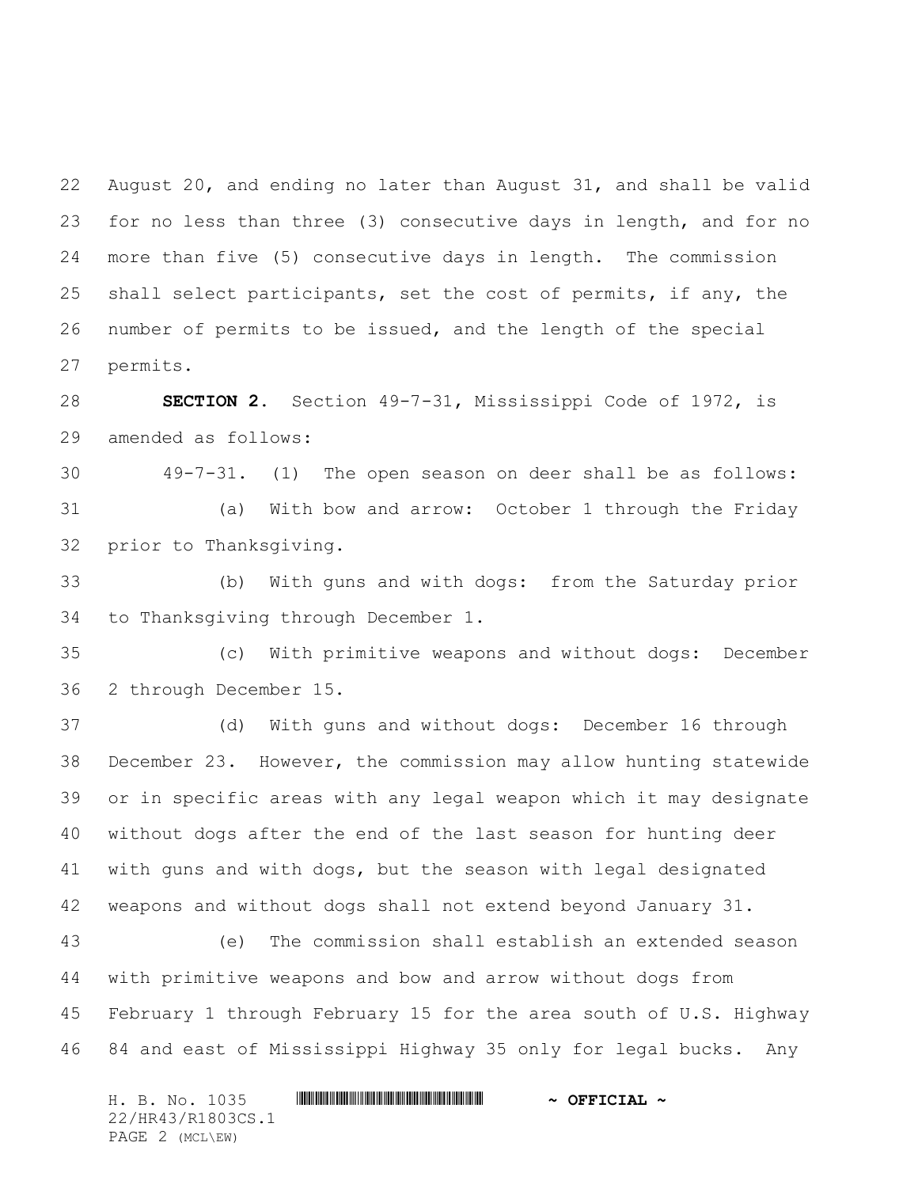August 20, and ending no later than August 31, and shall be valid for no less than three (3) consecutive days in length, and for no more than five (5) consecutive days in length. The commission shall select participants, set the cost of permits, if any, the number of permits to be issued, and the length of the special permits.

**SECTION 2.** Section 49-7-31, Mississippi Code of 1972, is amended as follows:

49-7-31. (1) The open season on deer shall be as follows:

(a) With bow and arrow: October 1 through the Friday prior to Thanksgiving.

(b) With guns and with dogs: from the Saturday prior to Thanksgiving through December 1.

(c) With primitive weapons and without dogs: December 2 through December 15.

(d) With guns and without dogs: December 16 through December 23. However, the commission may allow hunting statewide or in specific areas with any legal weapon which it may designate without dogs after the end of the last season for hunting deer with guns and with dogs, but the season with legal designated weapons and without dogs shall not extend beyond January 31.

(e) The commission shall establish an extended season with primitive weapons and bow and arrow without dogs from February 1 through February 15 for the area south of U.S. Highway 84 and east of Mississippi Highway 35 only for legal bucks. Any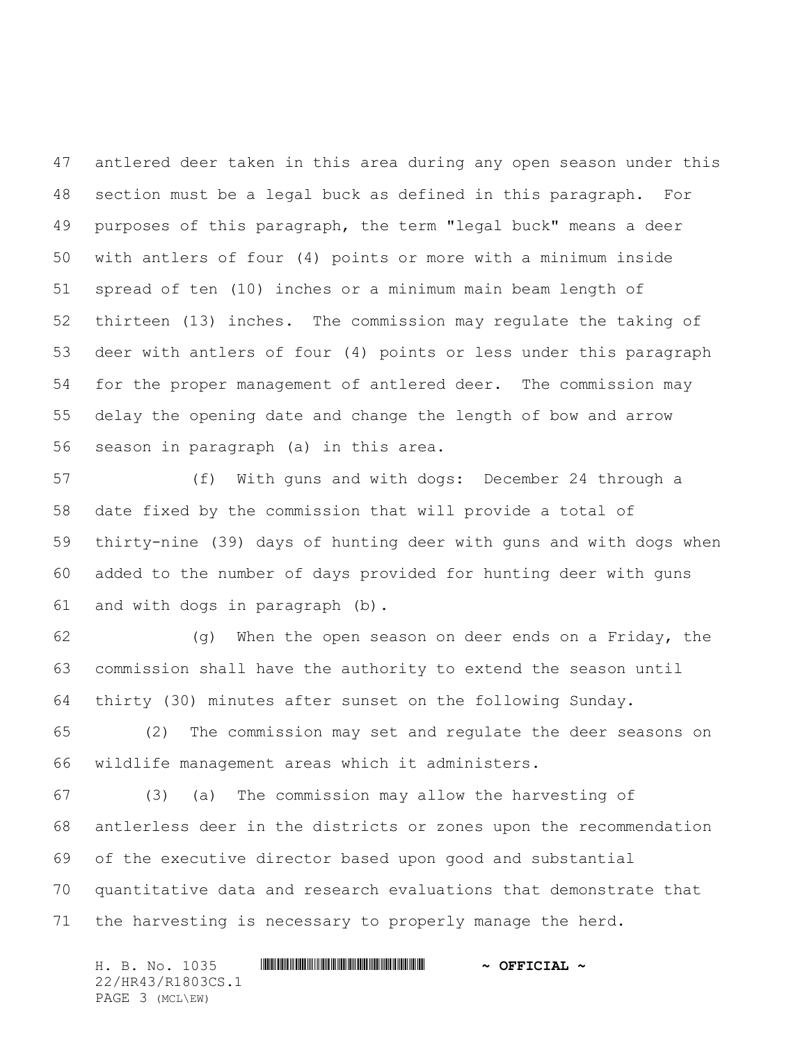antlered deer taken in this area during any open season under this section must be a legal buck as defined in this paragraph. For purposes of this paragraph, the term "legal buck" means a deer with antlers of four (4) points or more with a minimum inside spread of ten (10) inches or a minimum main beam length of thirteen (13) inches. The commission may regulate the taking of deer with antlers of four (4) points or less under this paragraph for the proper management of antlered deer. The commission may delay the opening date and change the length of bow and arrow season in paragraph (a) in this area.

(f) With guns and with dogs: December 24 through a date fixed by the commission that will provide a total of thirty-nine (39) days of hunting deer with guns and with dogs when added to the number of days provided for hunting deer with guns and with dogs in paragraph (b).

(g) When the open season on deer ends on a Friday, the commission shall have the authority to extend the season until thirty (30) minutes after sunset on the following Sunday.

(2) The commission may set and regulate the deer seasons on wildlife management areas which it administers.

(3) (a) The commission may allow the harvesting of antlerless deer in the districts or zones upon the recommendation of the executive director based upon good and substantial quantitative data and research evaluations that demonstrate that the harvesting is necessary to properly manage the herd.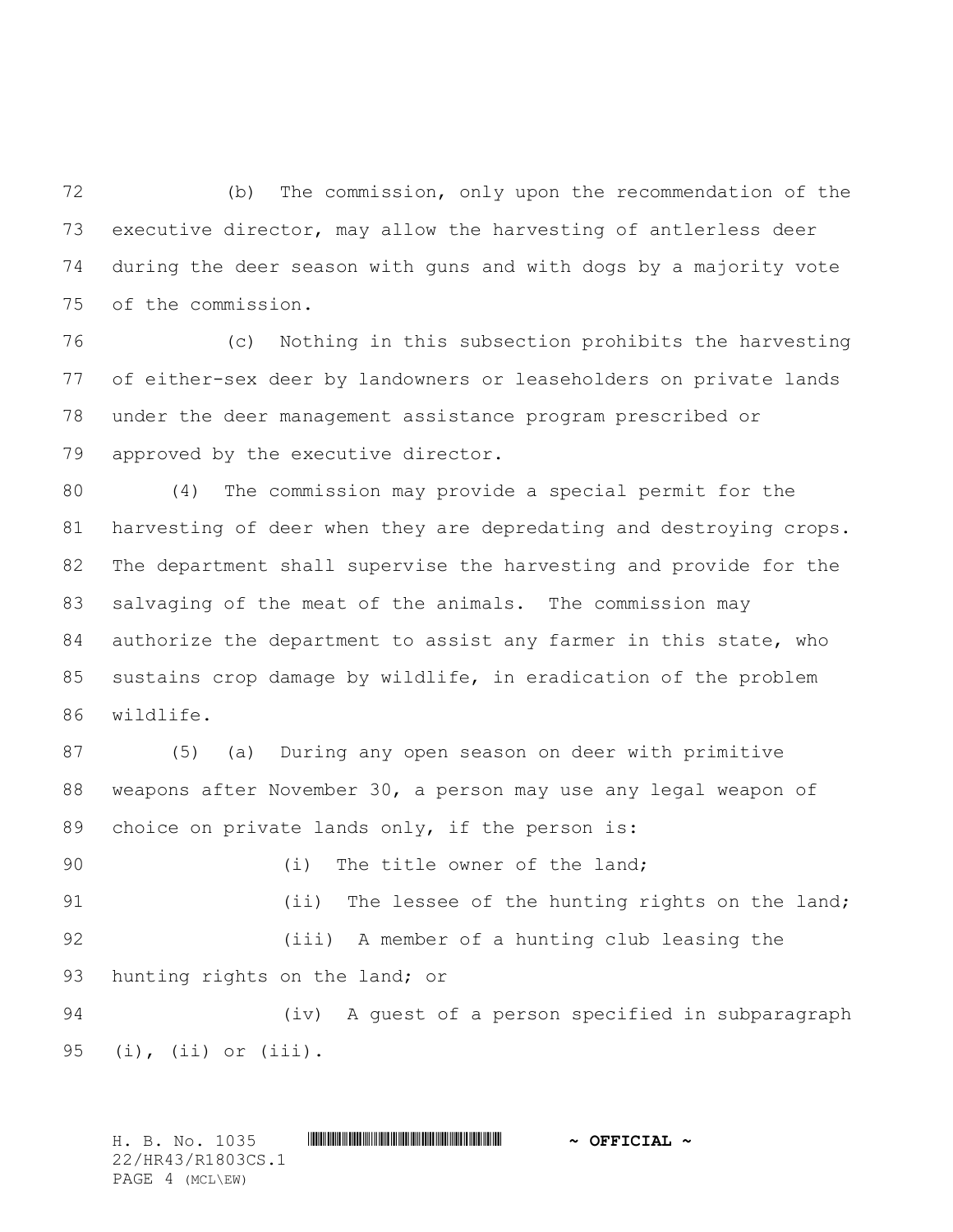(b) The commission, only upon the recommendation of the executive director, may allow the harvesting of antlerless deer during the deer season with guns and with dogs by a majority vote of the commission.

(c) Nothing in this subsection prohibits the harvesting of either-sex deer by landowners or leaseholders on private lands under the deer management assistance program prescribed or approved by the executive director.

(4) The commission may provide a special permit for the harvesting of deer when they are depredating and destroying crops. The department shall supervise the harvesting and provide for the salvaging of the meat of the animals. The commission may authorize the department to assist any farmer in this state, who sustains crop damage by wildlife, in eradication of the problem wildlife.

(5) (a) During any open season on deer with primitive weapons after November 30, a person may use any legal weapon of choice on private lands only, if the person is:

(i) The title owner of the land;

(ii) The lessee of the hunting rights on the land;

(iii) A member of a hunting club leasing the hunting rights on the land; or

(iv) A guest of a person specified in subparagraph (i), (ii) or (iii).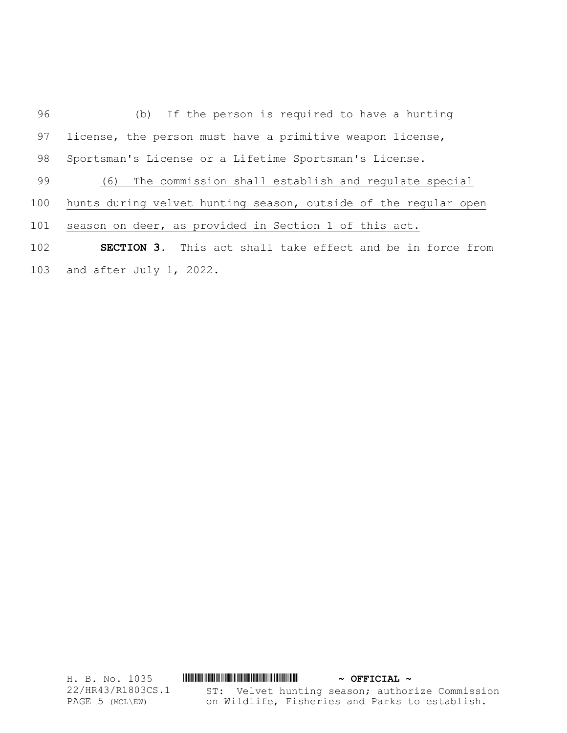(b) If the person is required to have a hunting license, the person must have a primitive weapon license, Sportsman's License or a Lifetime Sportsman's License.

(6) The commission shall establish and regulate special hunts during velvet hunting season, outside of the regular open season on deer, as provided in Section 1 of this act.

**SECTION 3.** This act shall take effect and be in force from and after July 1, 2022.